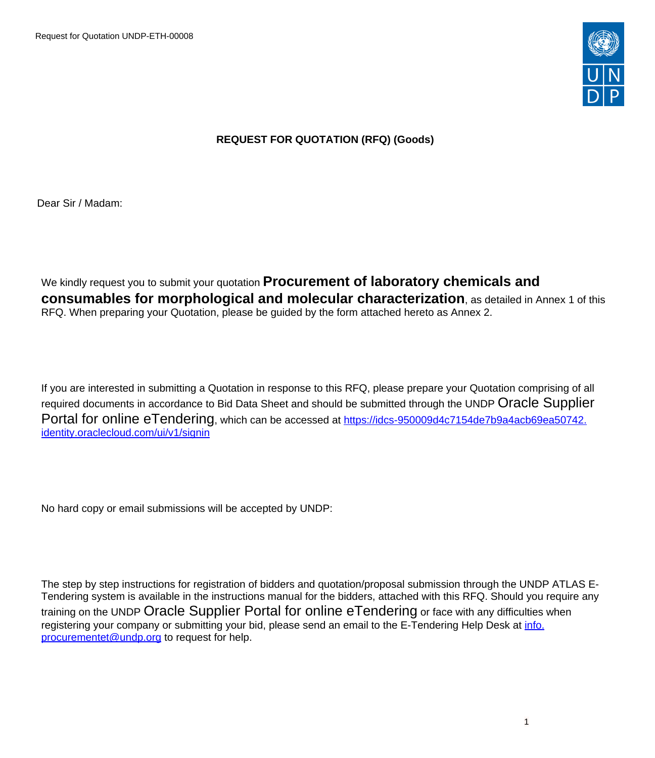Request for Quotation UNDP-ETH-00008

## REQUEST FOR QUOTATION (RFQ) (Goods)

Dear Sir / Madam:

We kindly request you to submit your quotation **Procurement of laboratory chemicals and consumables for morphological and molecular characterization**, as detailed in Annex 1 of this RFQ. When preparing your Quotation, please be guided by the form attached hereto as Annex 2.

If you are interested in submitting a Quotation in response to this RFQ, please prepare your Quotation comprising of all required documents in accordance to Bid Data Sheet and should be submitted through the UNDP Oracle Supplier Portal for online eTendering, which can be accessed at [https://idcs-950009d4c7154de7b9a4acb69ea50742.identity.oraclecloud.com/ui/v1/signin](https://idcs-950009d4c7154de7b9a4acb69ea50742.identity.oraclecloud.com/ui/v1/signin)

No hard copy or email submissions will be accepted by UNDP:

The step by step instructions for registration of bidders and quotation/proposal submission through the UNDP ATLAS E-Tendering system is available in the instructions manual for the bidders, attached with this RFQ. Should you require any training on the UNDP Oracle Supplier Portal for online eTendering or face with any difficulties when registering your company or submitting your bid, please send an email to the E-Tendering Help Desk at [info.procurementet@undp.org](mailto:info.procurementet@undp.org) to request for help.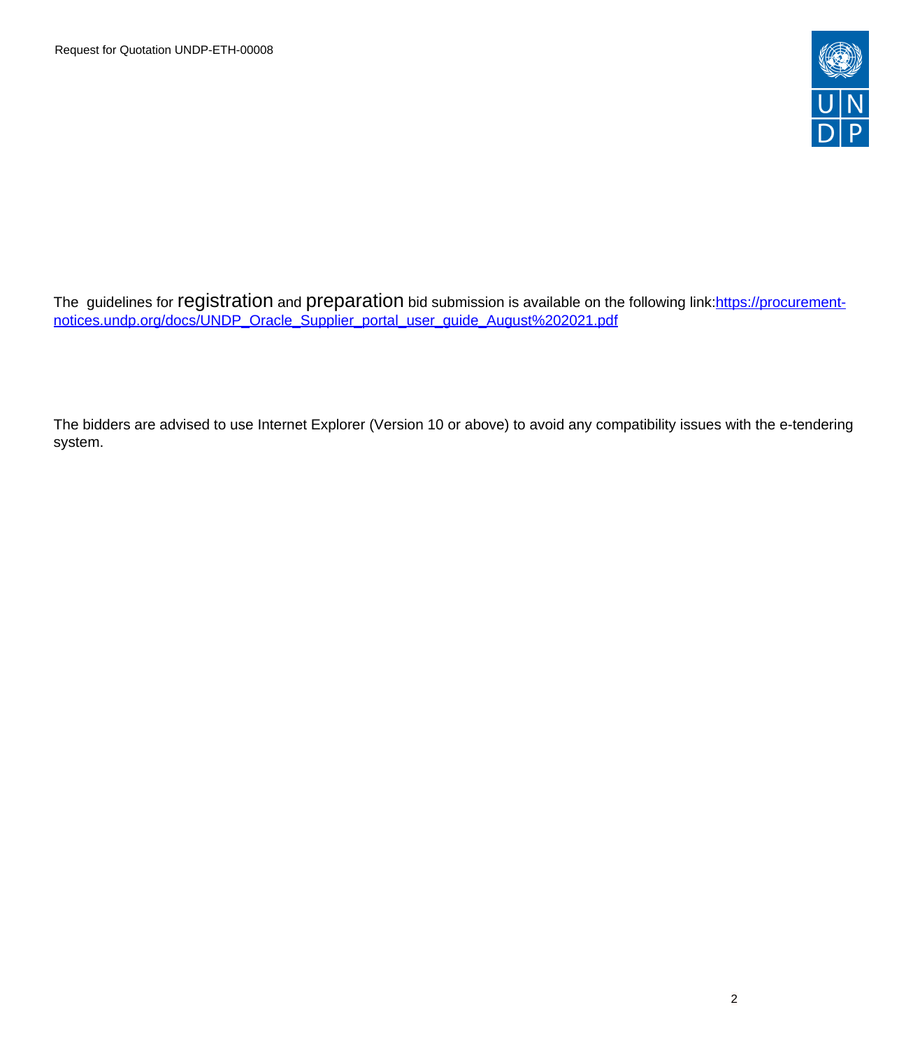The guidelines for registration and preparation bid submission is available on the following link:[https://procurement-notices.undp.org/docs/UNDP_Oracle_Supplier_portal_user_guide_August%202021.pdf](https://procurement-notices.undp.org/docs/UNDP_Oracle_Supplier_portal_user_guide_August%202021.pdf)

The bidders are advised to use Internet Explorer (Version 10 or above) to avoid any compatibility issues with the e-tendering system.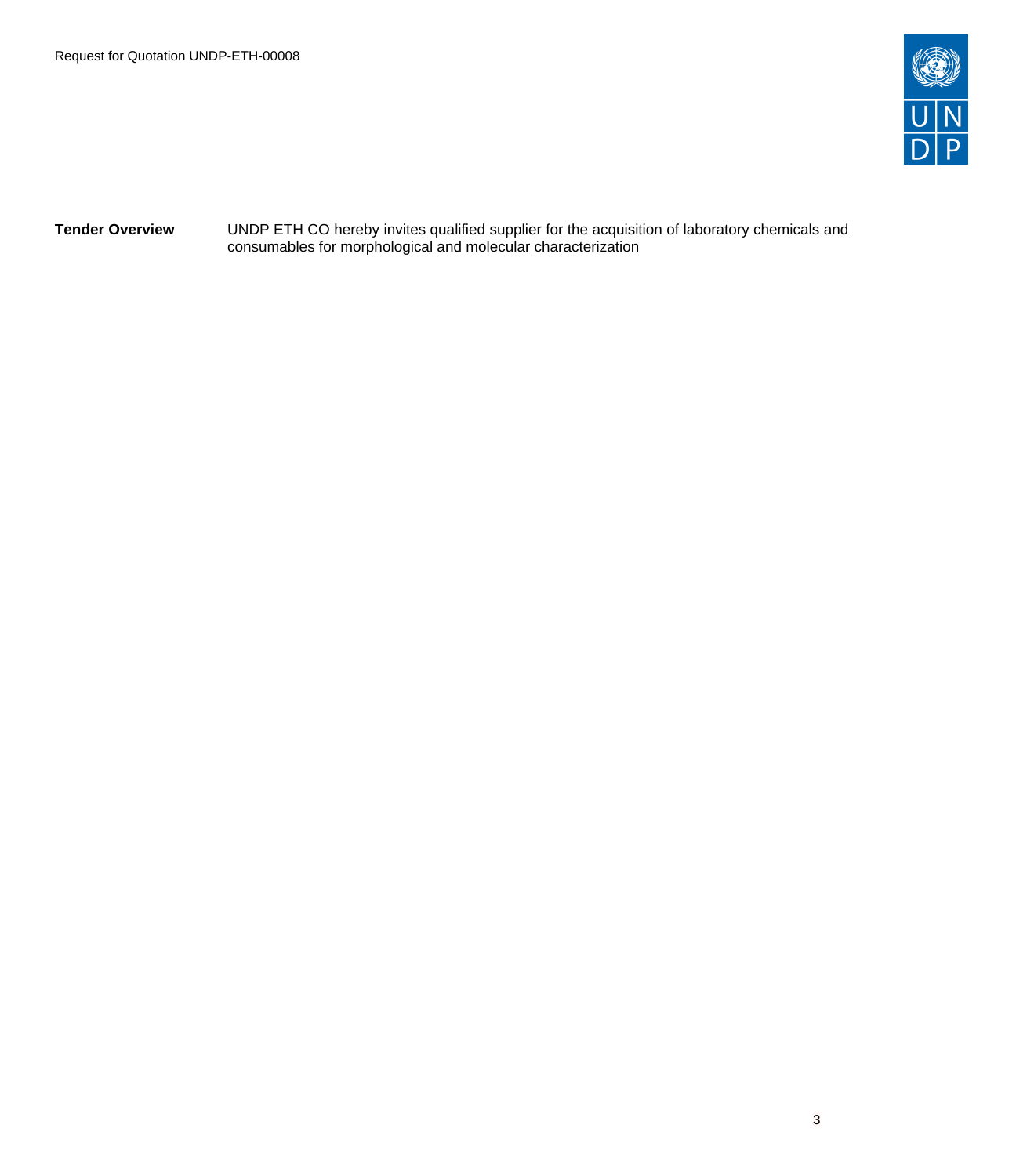| | |
|---|---|
| **Tender Overview** | UNDP ETH CO hereby invites qualified supplier for the acquisition of laboratory chemicals and consumables for morphological and molecular characterization |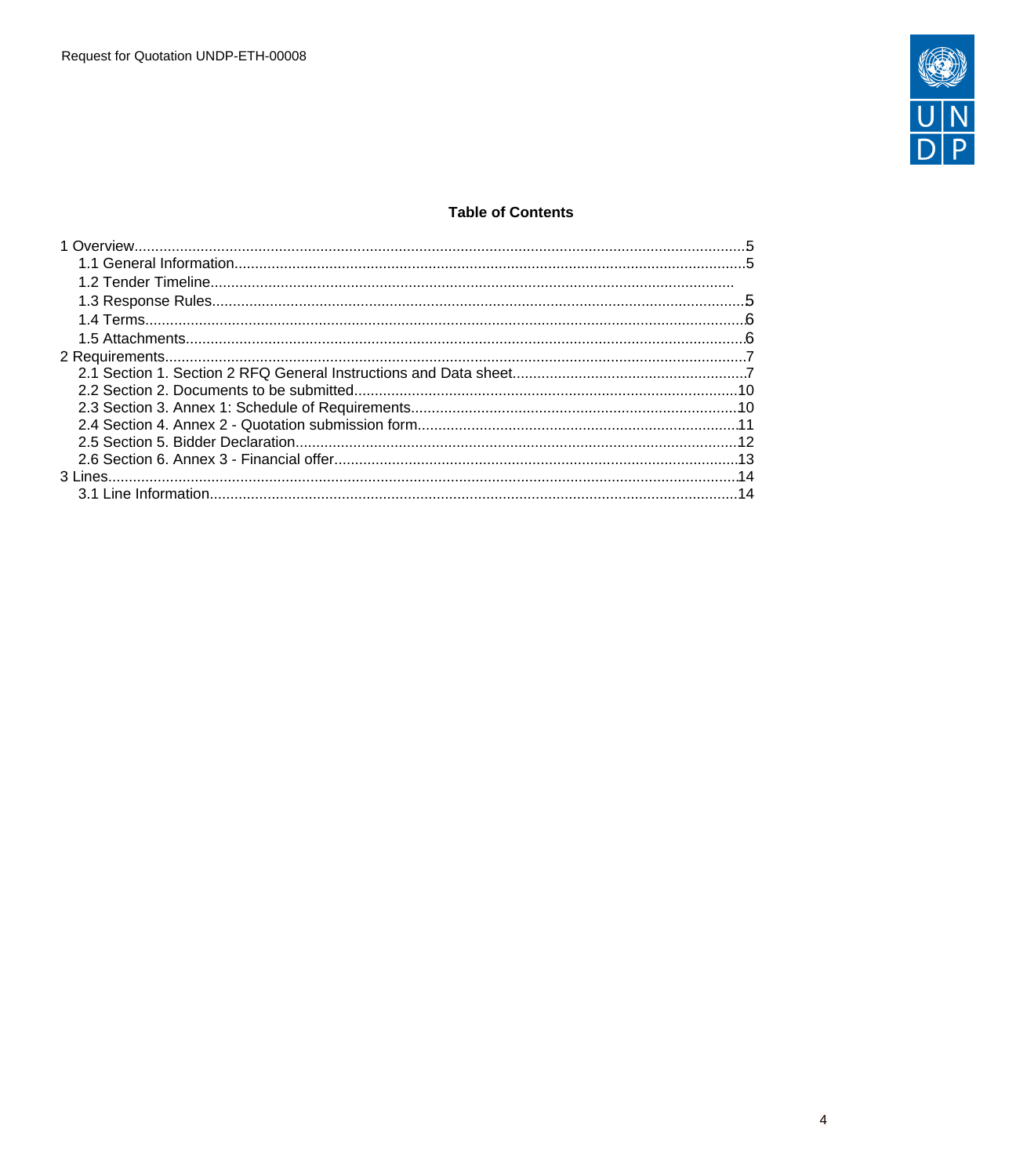**Table of Contents**

1 Overview.....5
  1.1 General Information.....5
  1.2 Tender Timeline.....
  1.3 Response Rules.....5
  1.4 Terms.....6
  1.5 Attachments.....6
2 Requirements.....7
  2.1 Section 1. Section 2 RFQ General Instructions and Data sheet.....7
  2.2 Section 2. Documents to be submitted.....10
  2.3 Section 3. Annex 1: Schedule of Requirements.....10
  2.4 Section 4. Annex 2 - Quotation submission form.....11
  2.5 Section 5. Bidder Declaration.....12
  2.6 Section 6. Annex 3 - Financial offer.....13
3 Lines.....14
  3.1 Line Information.....14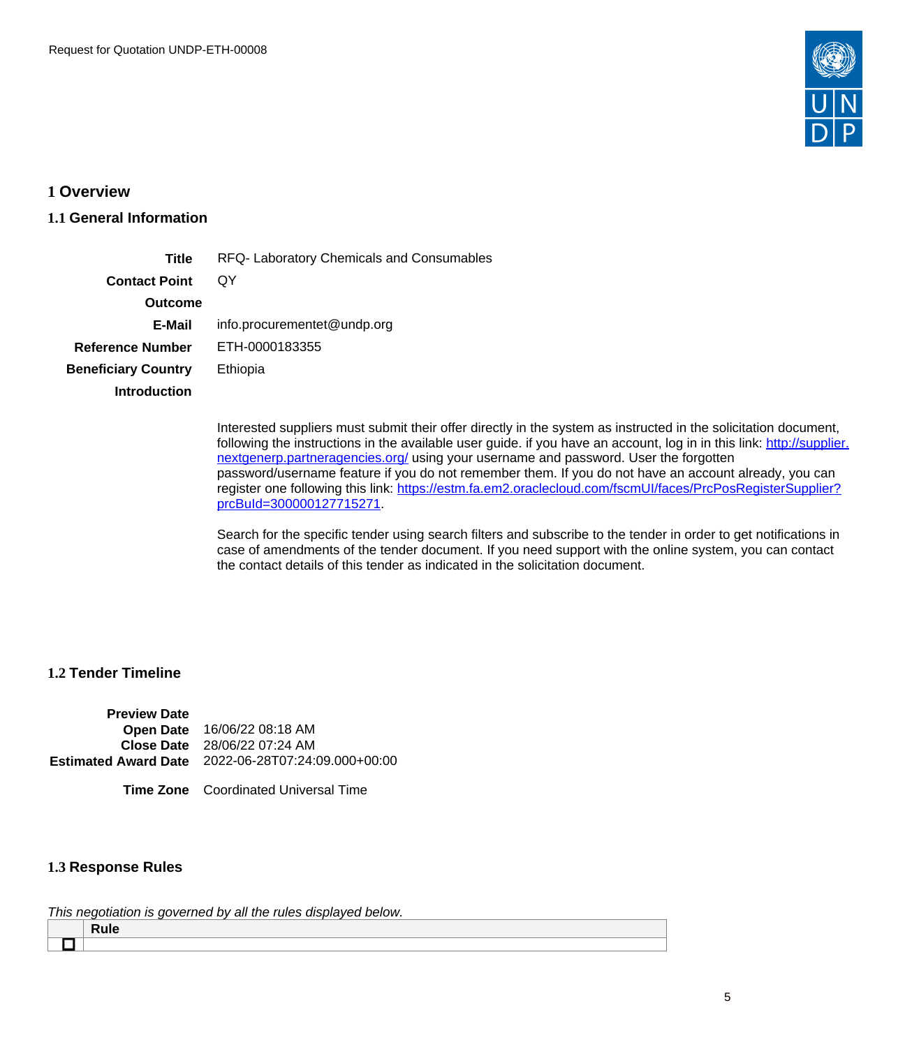# 1 Overview

## 1.1 General Information

| | |
|---|---|
| **Title** | RFQ- Laboratory Chemicals and Consumables |
| **Contact Point** | QY |
| **Outcome** | |
| **E-Mail** | info.procurementet@undp.org |
| **Reference Number** | ETH-0000183355 |
| **Beneficiary Country** | Ethiopia |
| **Introduction** | |

Interested suppliers must submit their offer directly in the system as instructed in the solicitation document, following the instructions in the available user guide. if you have an account, log in in this link: [http://supplier.nextgenerp.partneragencies.org/](http://supplier.nextgenerp.partneragencies.org/) using your username and password. User the forgotten password/username feature if you do not remember them. If you do not have an account already, you can register one following this link: [https://estm.fa.em2.oraclecloud.com/fscmUI/faces/PrcPosRegisterSupplier?prcBuId=300000127715271](https://estm.fa.em2.oraclecloud.com/fscmUI/faces/PrcPosRegisterSupplier?prcBuId=300000127715271).

Search for the specific tender using search filters and subscribe to the tender in order to get notifications in case of amendments of the tender document. If you need support with the online system, you can contact the contact details of this tender as indicated in the solicitation document.

## 1.2 Tender Timeline

| | |
|---|---|
| **Preview Date** | |
| **Open Date** | 16/06/22 08:18 AM |
| **Close Date** | 28/06/22 07:24 AM |
| **Estimated Award Date** | 2022-06-28T07:24:09.000+00:00 |
| **Time Zone** | Coordinated Universal Time |

## 1.3 Response Rules

*This negotiation is governed by all the rules displayed below.*

| | Rule |
|---|---|
| ☐ | |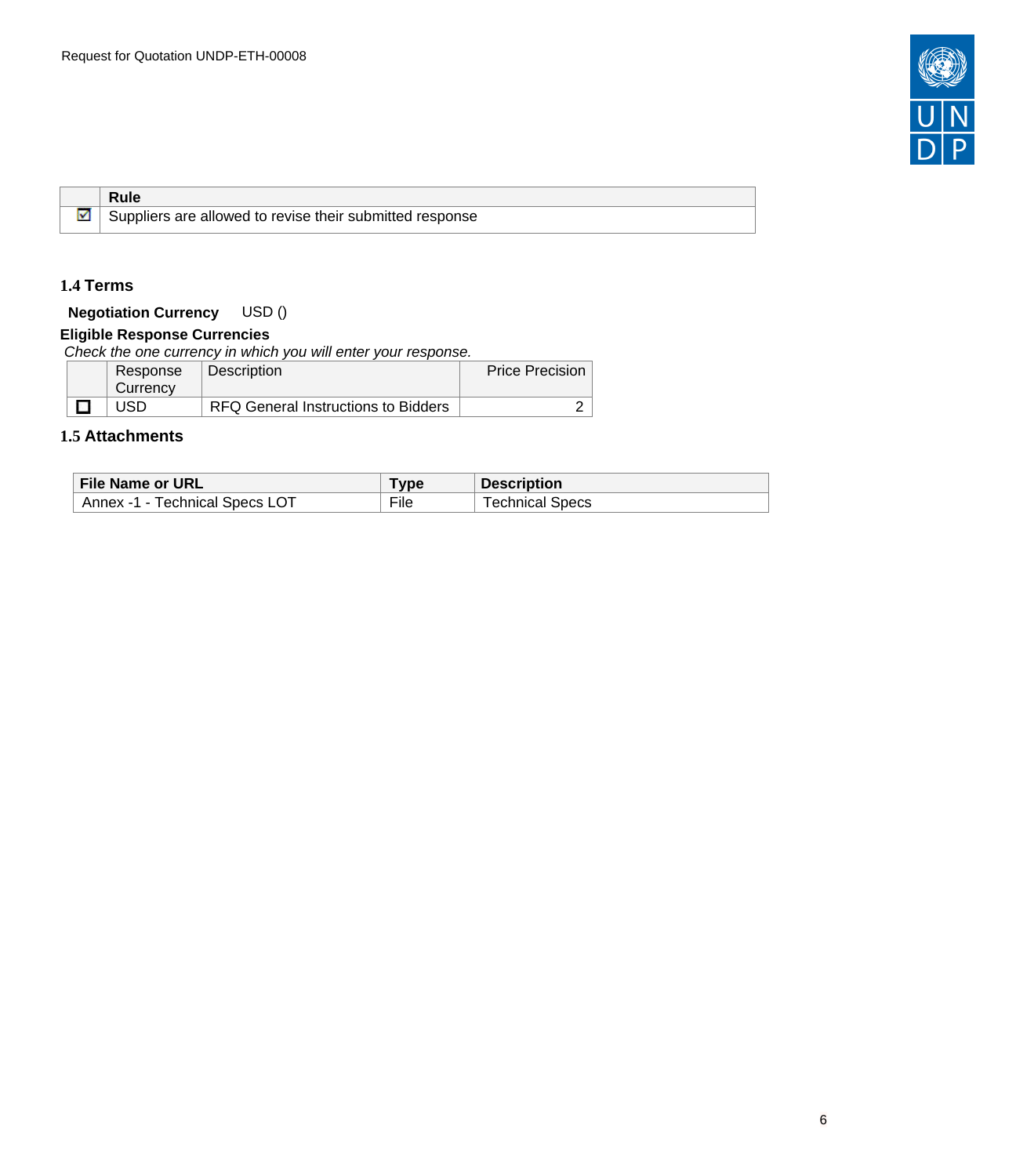| | Rule |
|---|---|
| ☑ | Suppliers are allowed to revise their submitted response |

## 1.4 Terms

**Negotiation Currency** USD ()

**Eligible Response Currencies**

*Check the one currency in which you will enter your response.*

| | Response Currency | Description | Price Precision |
|---|---|---|---|
| ☐ | USD | RFQ General Instructions to Bidders | 2 |

## 1.5 Attachments

| File Name or URL | Type | Description |
|---|---|---|
| Annex -1 - Technical Specs LOT | File | Technical Specs |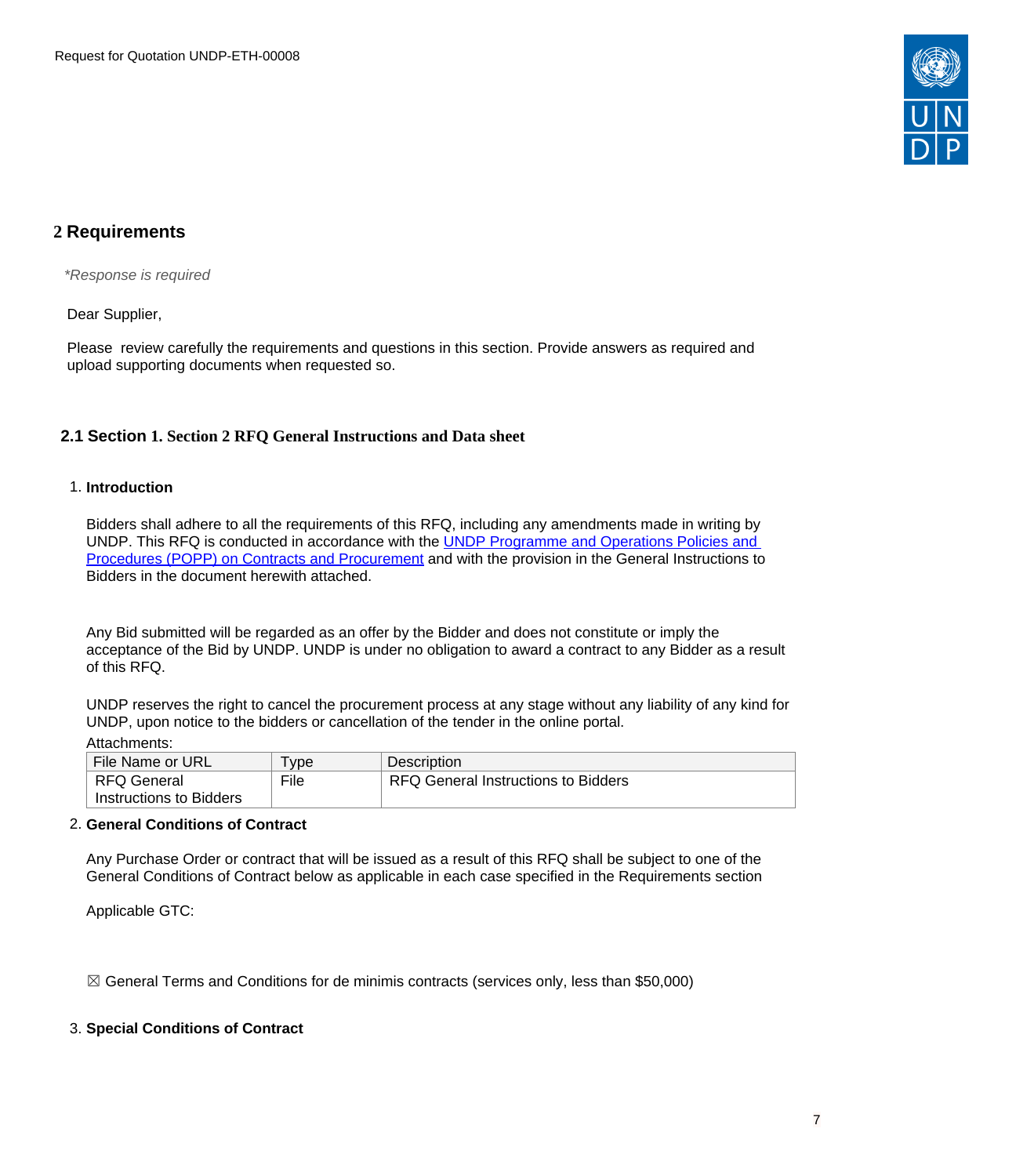## 2 Requirements

*\*Response is required*

Dear Supplier,

Please review carefully the requirements and questions in this section. Provide answers as required and upload supporting documents when requested so.

### 2.1 Section 1. Section 2 RFQ General Instructions and Data sheet

1. **Introduction**

   Bidders shall adhere to all the requirements of this RFQ, including any amendments made in writing by UNDP. This RFQ is conducted in accordance with the [UNDP Programme and Operations Policies and Procedures (POPP) on Contracts and Procurement]() and with the provision in the General Instructions to Bidders in the document herewith attached.

   Any Bid submitted will be regarded as an offer by the Bidder and does not constitute or imply the acceptance of the Bid by UNDP. UNDP is under no obligation to award a contract to any Bidder as a result of this RFQ.

   UNDP reserves the right to cancel the procurement process at any stage without any liability of any kind for UNDP, upon notice to the bidders or cancellation of the tender in the online portal.

   Attachments:

   | File Name or URL | Type | Description |
   | --- | --- | --- |
   | RFQ General Instructions to Bidders | File | RFQ General Instructions to Bidders |

2. **General Conditions of Contract**

   Any Purchase Order or contract that will be issued as a result of this RFQ shall be subject to one of the General Conditions of Contract below as applicable in each case specified in the Requirements section

   Applicable GTC:

   ☒ General Terms and Conditions for de minimis contracts (services only, less than $50,000)

3. **Special Conditions of Contract**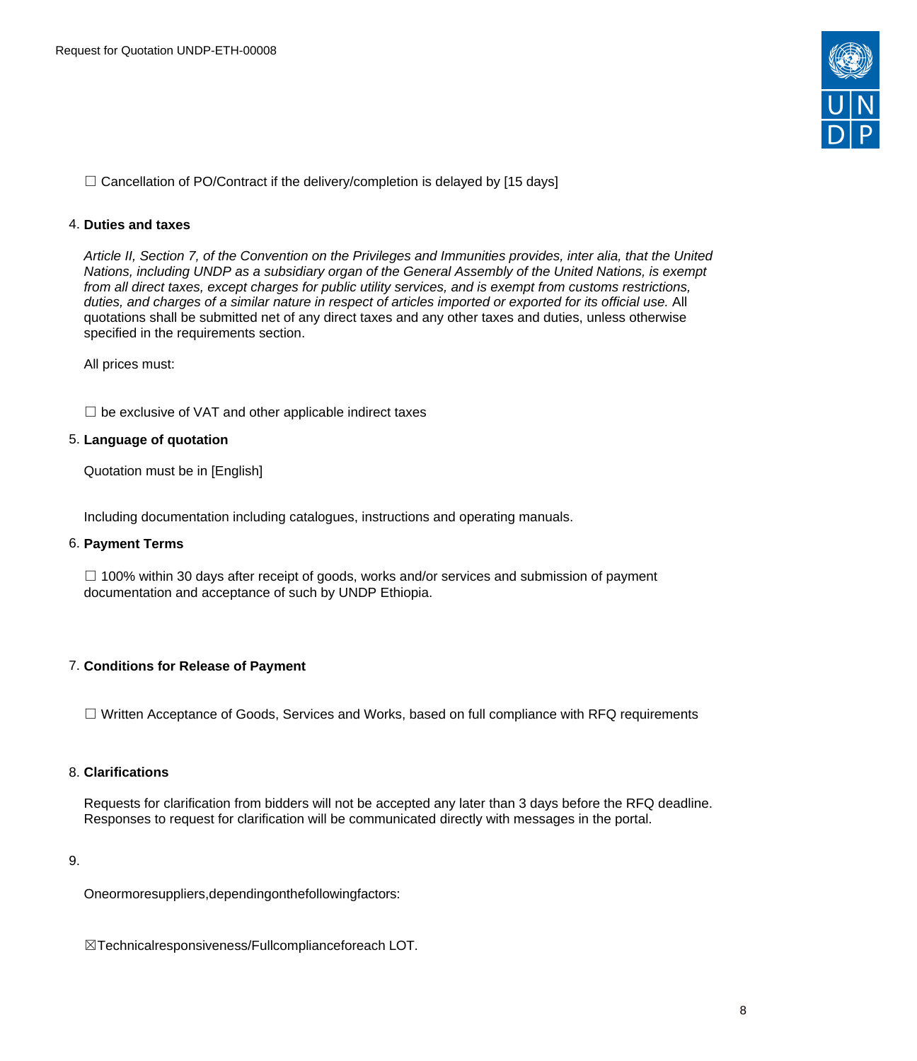☐ Cancellation of PO/Contract if the delivery/completion is delayed by [15 days]

4. **Duties and taxes**

   *Article II, Section 7, of the Convention on the Privileges and Immunities provides, inter alia, that the United Nations, including UNDP as a subsidiary organ of the General Assembly of the United Nations, is exempt from all direct taxes, except charges for public utility services, and is exempt from customs restrictions, duties, and charges of a similar nature in respect of articles imported or exported for its official use.* All quotations shall be submitted net of any direct taxes and any other taxes and duties, unless otherwise specified in the requirements section.

   All prices must:

   ☐ be exclusive of VAT and other applicable indirect taxes

5. **Language of quotation**

   Quotation must be in [English]

   Including documentation including catalogues, instructions and operating manuals.

6. **Payment Terms**

   ☐ 100% within 30 days after receipt of goods, works and/or services and submission of payment documentation and acceptance of such by UNDP Ethiopia.

7. **Conditions for Release of Payment**

   ☐ Written Acceptance of Goods, Services and Works, based on full compliance with RFQ requirements

8. **Clarifications**

   Requests for clarification from bidders will not be accepted any later than 3 days before the RFQ deadline. Responses to request for clarification will be communicated directly with messages in the portal.

9. 

   Oneormoresuppliers,dependingonthefollowingfactors:

   ☒Technicalresponsiveness/Fullcomplianceforeach LOT.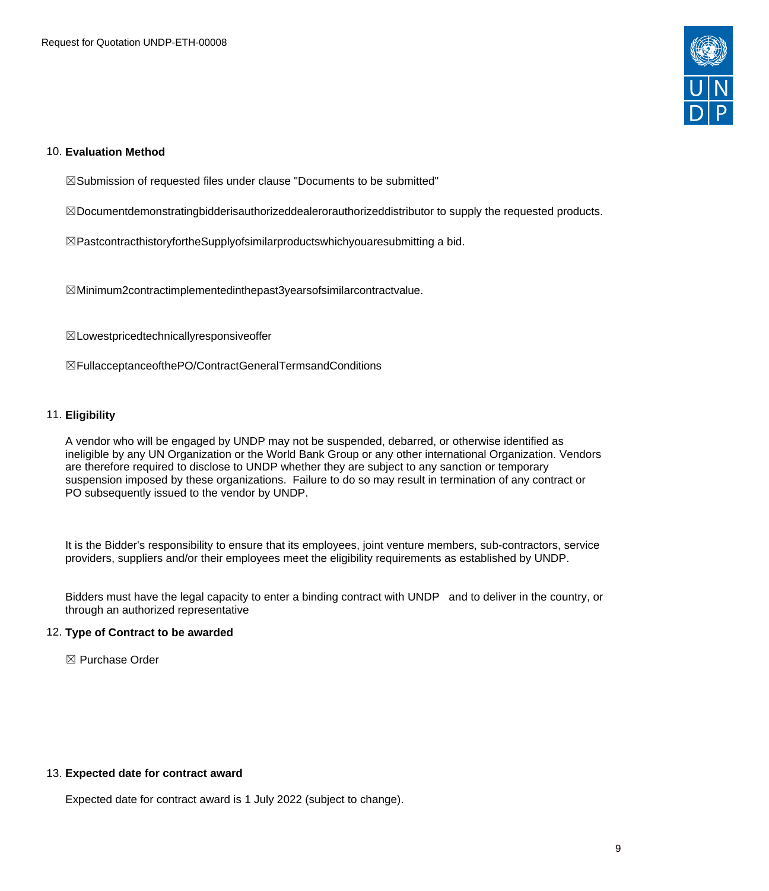10. **Evaluation Method**

    ☒Submission of requested files under clause "Documents to be submitted"

    ☒Documentdemonstratingbidderisauthorizeddealerorauthorizeddistributor to supply the requested products.

    ☒PastcontracthistoryfortheSupplyofsimilarproductswhichyouaresubmitting a bid.

    ☒Minimum2contractimplementedinthepast3yearsofsimilarcontractvalue.

    ☒Lowestpricedtechnicallyresponsiveoffer

    ☒FullacceptanceofthePO/ContractGeneralTermsandConditions

11. **Eligibility**

    A vendor who will be engaged by UNDP may not be suspended, debarred, or otherwise identified as ineligible by any UN Organization or the World Bank Group or any other international Organization. Vendors are therefore required to disclose to UNDP whether they are subject to any sanction or temporary suspension imposed by these organizations. Failure to do so may result in termination of any contract or PO subsequently issued to the vendor by UNDP.

    It is the Bidder's responsibility to ensure that its employees, joint venture members, sub-contractors, service providers, suppliers and/or their employees meet the eligibility requirements as established by UNDP.

    Bidders must have the legal capacity to enter a binding contract with UNDP and to deliver in the country, or through an authorized representative

12. **Type of Contract to be awarded**

    ☒ Purchase Order

13. **Expected date for contract award**

    Expected date for contract award is 1 July 2022 (subject to change).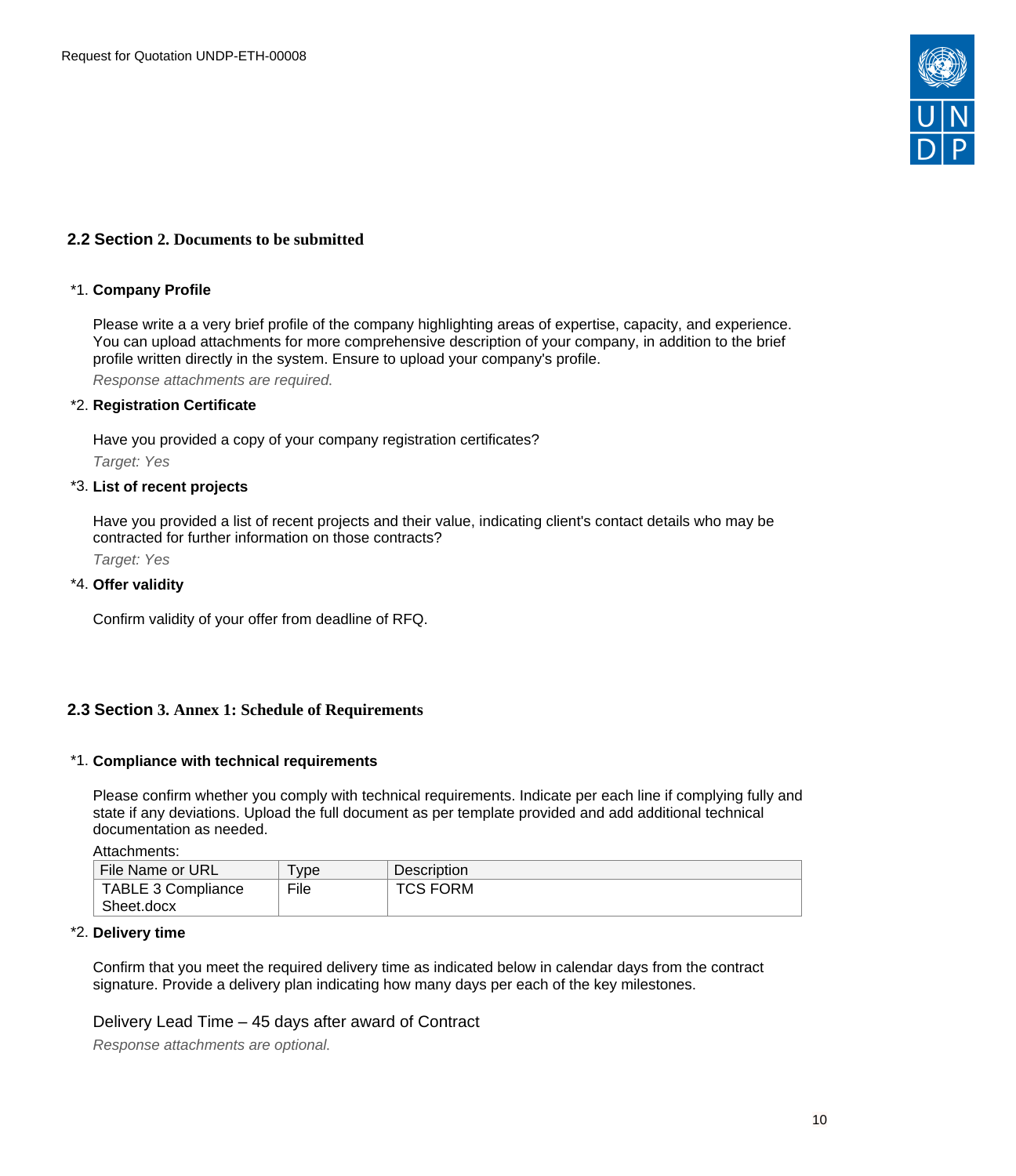## 2.2 Section 2. Documents to be submitted

*1. **Company Profile**

Please write a a very brief profile of the company highlighting areas of expertise, capacity, and experience. You can upload attachments for more comprehensive description of your company, in addition to the brief profile written directly in the system. Ensure to upload your company's profile.

*Response attachments are required.*

*2. **Registration Certificate**

Have you provided a copy of your company registration certificates?

*Target: Yes*

*3. **List of recent projects**

Have you provided a list of recent projects and their value, indicating client's contact details who may be contracted for further information on those contracts?

*Target: Yes*

*4. **Offer validity**

Confirm validity of your offer from deadline of RFQ.

## 2.3 Section 3. Annex 1: Schedule of Requirements

*1. **Compliance with technical requirements**

Please confirm whether you comply with technical requirements. Indicate per each line if complying fully and state if any deviations. Upload the full document as per template provided and add additional technical documentation as needed.

Attachments:

| File Name or URL | Type | Description |
| --- | --- | --- |
| TABLE 3 Compliance Sheet.docx | File | TCS FORM |

*2. **Delivery time**

Confirm that you meet the required delivery time as indicated below in calendar days from the contract signature. Provide a delivery plan indicating how many days per each of the key milestones.

Delivery Lead Time – 45 days after award of Contract

*Response attachments are optional.*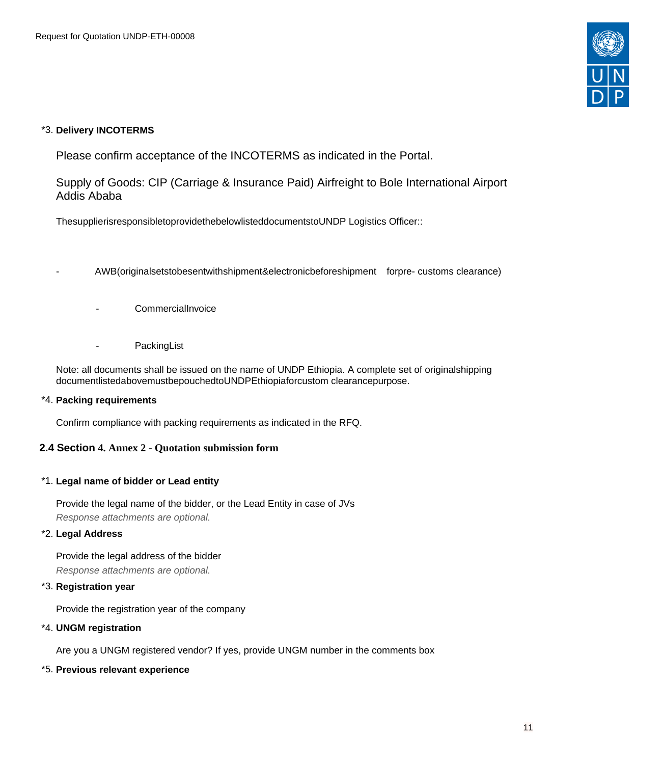*3. **Delivery INCOTERMS**

Please confirm acceptance of the INCOTERMS as indicated in the Portal.

Supply of Goods: CIP (Carriage & Insurance Paid) Airfreight to Bole International Airport Addis Ababa

Thesupplierisresponsibletoprovidethebelowlisteddocumentstoprovide UNDP Logistics Officer::

- AWB(originalsetstobesentwithshipment&electronicbeforeshipment forpre- customs clearance)
- CommercialInvoice
- PackingList

Note: all documents shall be issued on the name of UNDP Ethiopia. A complete set of originalshipping documentlistedabovemustbepouchedtoUNDPEthiopiaforcustom clearancepurpose.

*4. **Packing requirements**

Confirm compliance with packing requirements as indicated in the RFQ.

## 2.4 Section 4. Annex 2 - Quotation submission form

*1. **Legal name of bidder or Lead entity**

Provide the legal name of the bidder, or the Lead Entity in case of JVs
*Response attachments are optional.*

*2. **Legal Address**

Provide the legal address of the bidder
*Response attachments are optional.*

*3. **Registration year**

Provide the registration year of the company

*4. **UNGM registration**

Are you a UNGM registered vendor? If yes, provide UNGM number in the comments box

*5. **Previous relevant experience**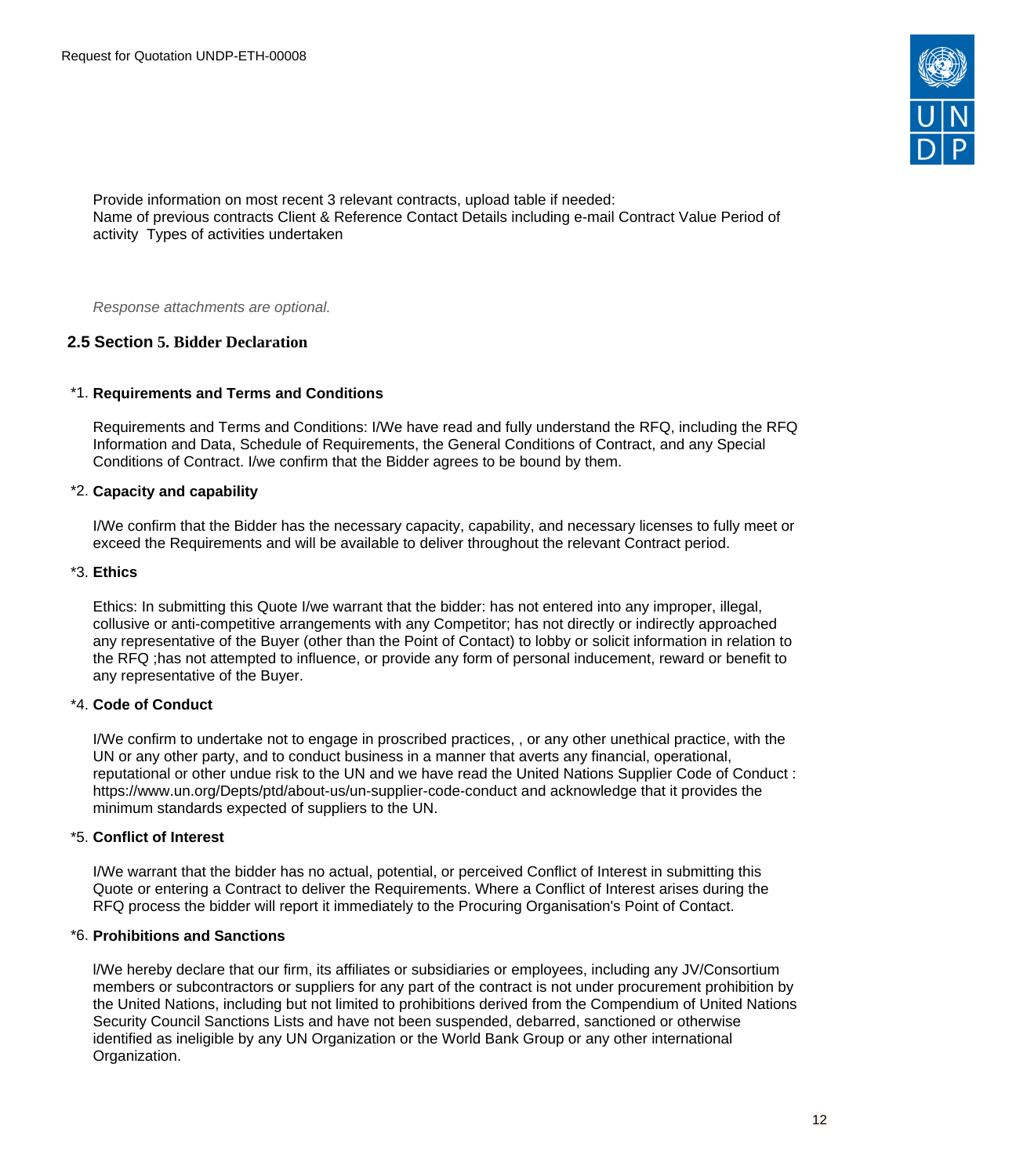Provide information on most recent 3 relevant contracts, upload table if needed:
Name of previous contracts Client & Reference Contact Details including e-mail Contract Value Period of activity  Types of activities undertaken

*Response attachments are optional.*

## 2.5 Section 5. Bidder Declaration

*1. **Requirements and Terms and Conditions**

Requirements and Terms and Conditions: I/We have read and fully understand the RFQ, including the RFQ Information and Data, Schedule of Requirements, the General Conditions of Contract, and any Special Conditions of Contract. I/we confirm that the Bidder agrees to be bound by them.

*2. **Capacity and capability**

I/We confirm that the Bidder has the necessary capacity, capability, and necessary licenses to fully meet or exceed the Requirements and will be available to deliver throughout the relevant Contract period.

*3. **Ethics**

Ethics: In submitting this Quote I/we warrant that the bidder: has not entered into any improper, illegal, collusive or anti-competitive arrangements with any Competitor; has not directly or indirectly approached any representative of the Buyer (other than the Point of Contact) to lobby or solicit information in relation to the RFQ ;has not attempted to influence, or provide any form of personal inducement, reward or benefit to any representative of the Buyer.

*4. **Code of Conduct**

I/We confirm to undertake not to engage in proscribed practices, , or any other unethical practice, with the UN or any other party, and to conduct business in a manner that averts any financial, operational, reputational or other undue risk to the UN and we have read the United Nations Supplier Code of Conduct : https://www.un.org/Depts/ptd/about-us/un-supplier-code-conduct and acknowledge that it provides the minimum standards expected of suppliers to the UN.

*5. **Conflict of Interest**

I/We warrant that the bidder has no actual, potential, or perceived Conflict of Interest in submitting this Quote or entering a Contract to deliver the Requirements. Where a Conflict of Interest arises during the RFQ process the bidder will report it immediately to the Procuring Organisation's Point of Contact.

*6. **Prohibitions and Sanctions**

l/We hereby declare that our firm, its affiliates or subsidiaries or employees, including any JV/Consortium members or subcontractors or suppliers for any part of the contract is not under procurement prohibition by the United Nations, including but not limited to prohibitions derived from the Compendium of United Nations Security Council Sanctions Lists and have not been suspended, debarred, sanctioned or otherwise identified as ineligible by any UN Organization or the World Bank Group or any other international Organization.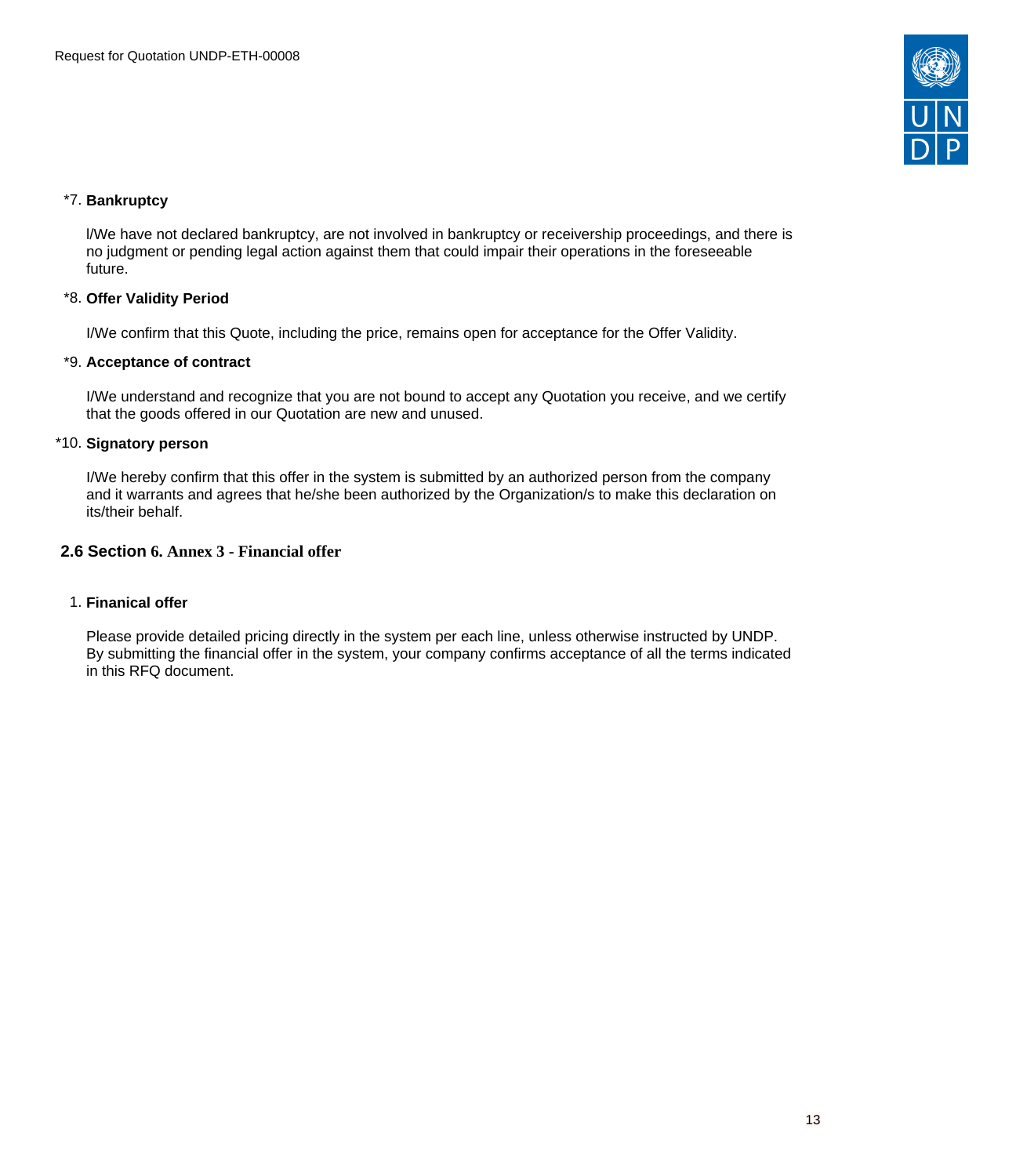*7. **Bankruptcy**

l/We have not declared bankruptcy, are not involved in bankruptcy or receivership proceedings, and there is no judgment or pending legal action against them that could impair their operations in the foreseeable future.

*8. **Offer Validity Period**

I/We confirm that this Quote, including the price, remains open for acceptance for the Offer Validity.

*9. **Acceptance of contract**

I/We understand and recognize that you are not bound to accept any Quotation you receive, and we certify that the goods offered in our Quotation are new and unused.

*10. **Signatory person**

I/We hereby confirm that this offer in the system is submitted by an authorized person from the company and it warrants and agrees that he/she been authorized by the Organization/s to make this declaration on its/their behalf.

## 2.6 Section 6. Annex 3 - Financial offer

1. **Finanical offer**

Please provide detailed pricing directly in the system per each line, unless otherwise instructed by UNDP. By submitting the financial offer in the system, your company confirms acceptance of all the terms indicated in this RFQ document.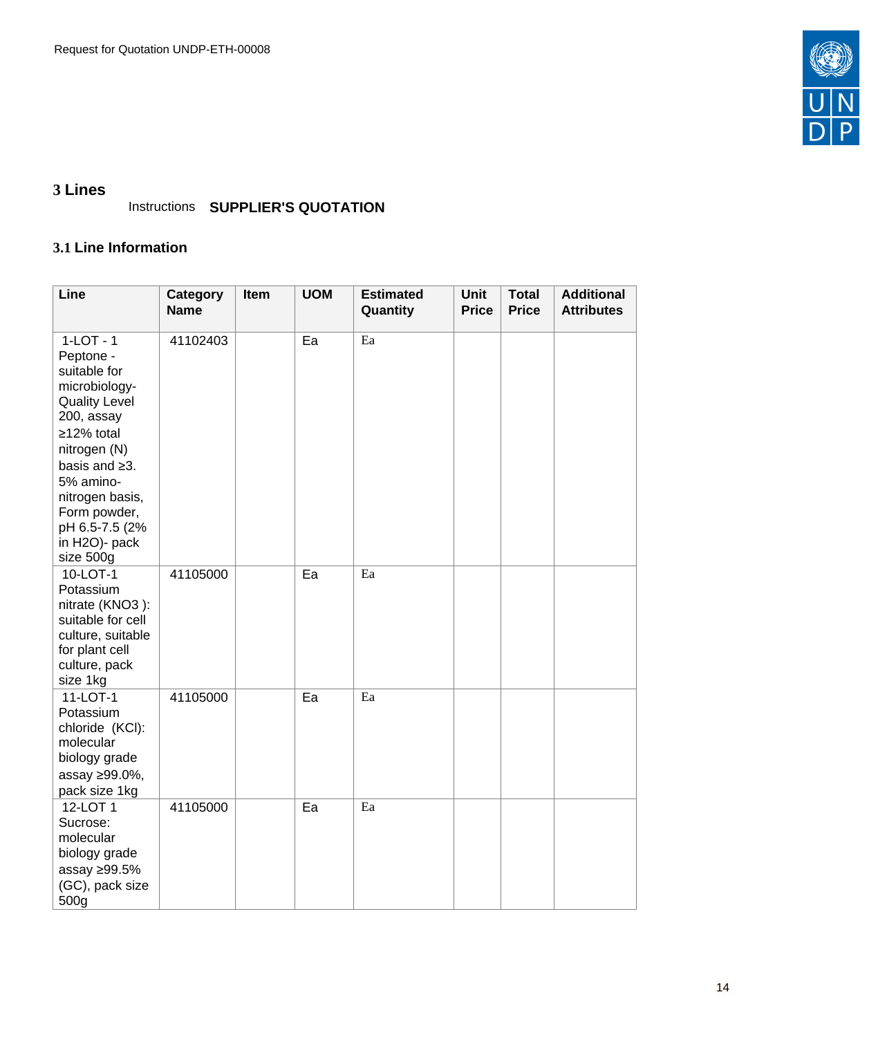## 3 Lines

Instructions **SUPPLIER'S QUOTATION**

### 3.1 Line Information

| Line | Category Name | Item | UOM | Estimated Quantity | Unit Price | Total Price | Additional Attributes |
|---|---|---|---|---|---|---|---|
| 1-LOT - 1 Peptone - suitable for microbiology- Quality Level 200, assay ≥12% total nitrogen (N) basis and ≥3. 5% amino-nitrogen basis, Form powder, pH 6.5-7.5 (2% in $H_2O$)- pack size 500g | 41102403 | | Ea | Ea | | | |
| 10-LOT-1 Potassium nitrate ($KNO_3$ ): suitable for cell culture, suitable for plant cell culture, pack size 1kg | 41105000 | | Ea | Ea | | | |
| 11-LOT-1 Potassium chloride (KCl): molecular biology grade assay ≥99.0%, pack size 1kg | 41105000 | | Ea | Ea | | | |
| 12-LOT 1 Sucrose: molecular biology grade assay ≥99.5% (GC), pack size 500g | 41105000 | | Ea | Ea | | | |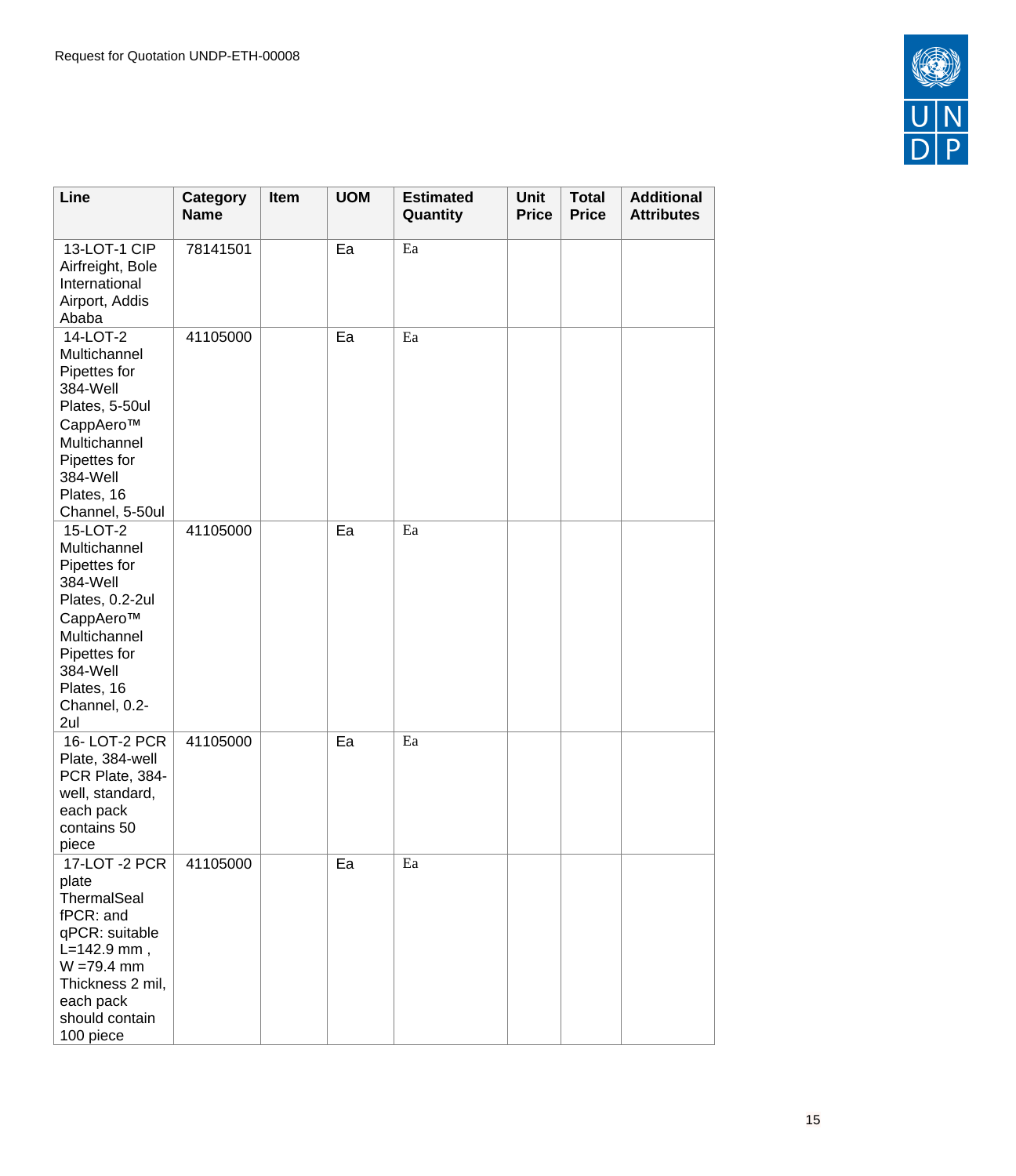| Line | Category Name | Item | UOM | Estimated Quantity | Unit Price | Total Price | Additional Attributes |
|---|---|---|---|---|---|---|---|
| 13-LOT-1 CIP Airfreight, Bole International Airport, Addis Ababa | 78141501 | | Ea | Ea | | | |
| 14-LOT-2 Multichannel Pipettes for 384-Well Plates, 5-50ul CappAero™ Multichannel Pipettes for 384-Well Plates, 16 Channel, 5-50ul | 41105000 | | Ea | Ea | | | |
| 15-LOT-2 Multichannel Pipettes for 384-Well Plates, 0.2-2ul CappAero™ Multichannel Pipettes for 384-Well Plates, 16 Channel, 0.2-2ul | 41105000 | | Ea | Ea | | | |
| 16- LOT-2 PCR Plate, 384-well PCR Plate, 384-well, standard, each pack contains 50 piece | 41105000 | | Ea | Ea | | | |
| 17-LOT -2 PCR plate ThermalSeal fPCR: and qPCR: suitable L=142.9 mm , W =79.4 mm Thickness 2 mil, each pack should contain 100 piece | 41105000 | | Ea | Ea | | | |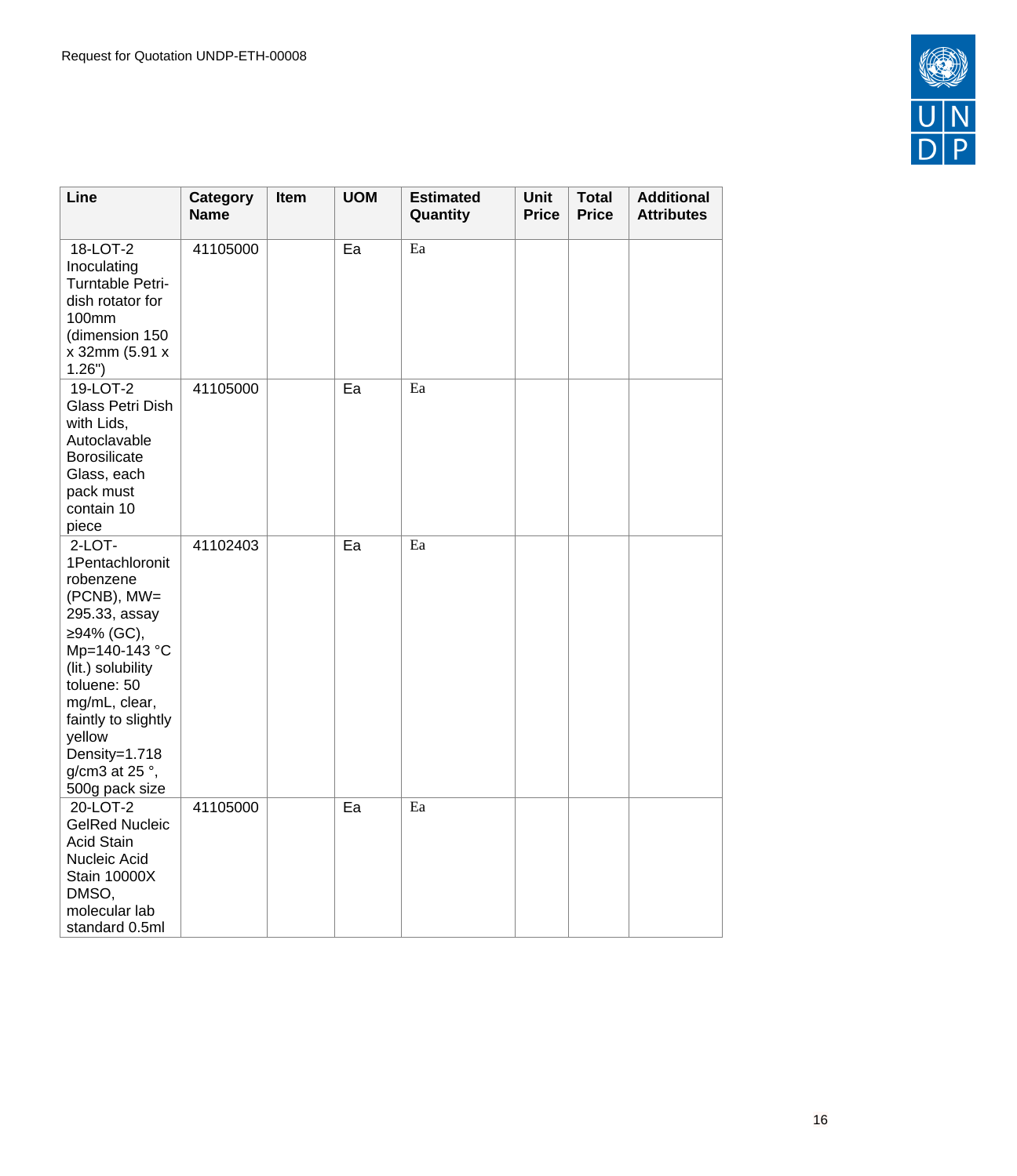| Line | Category Name | Item | UOM | Estimated Quantity | Unit Price | Total Price | Additional Attributes |
|---|---|---|---|---|---|---|---|
| 18-LOT-2 Inoculating Turntable Petri-dish rotator for 100mm (dimension 150 x 32mm (5.91 x 1.26") | 41105000 | | Ea | Ea | | | |
| 19-LOT-2 Glass Petri Dish with Lids, Autoclavable Borosilicate Glass, each pack must contain 10 piece | 41105000 | | Ea | Ea | | | |
| 2-LOT-1Pentachloronitrobenzene (PCNB), MW= 295.33, assay ≥94% (GC), Mp=140-143 °C (lit.) solubility toluene: 50 mg/mL, clear, faintly to slightly yellow Density=1.718 g/cm3 at 25 °, 500g pack size | 41102403 | | Ea | Ea | | | |
| 20-LOT-2 GelRed Nucleic Acid Stain Nucleic Acid Stain 10000X DMSO, molecular lab standard 0.5ml | 41105000 | | Ea | Ea | | | |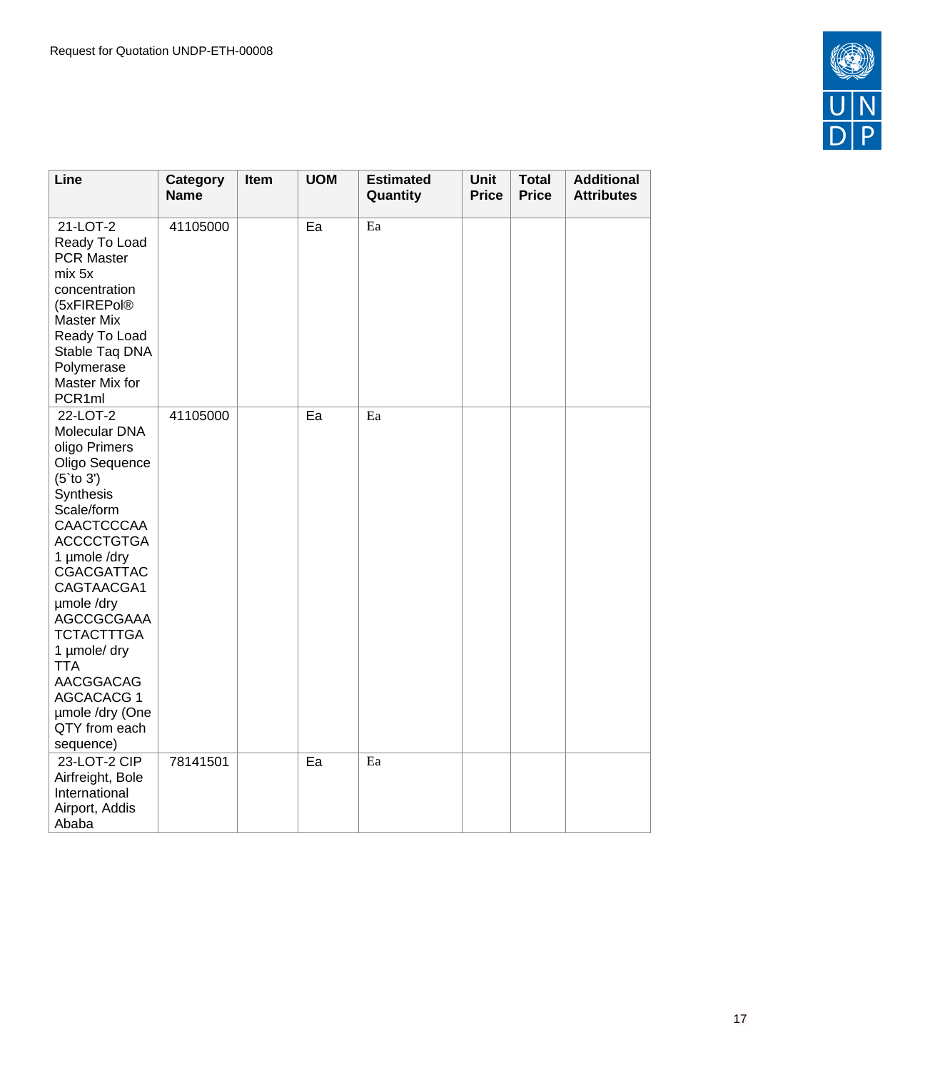| Line | Category Name | Item | UOM | Estimated Quantity | Unit Price | Total Price | Additional Attributes |
|---|---|---|---|---|---|---|---|
| 21-LOT-2 Ready To Load PCR Master mix 5x concentration (5xFIREPol® Master Mix Ready To Load Stable Taq DNA Polymerase Master Mix for PCR1ml | 41105000 | | Ea | Ea | | | |
| 22-LOT-2 Molecular DNA oligo Primers Oligo Sequence (5`to 3') Synthesis Scale/form CAACTCCCAA ACCCCTGTGA 1 µmole /dry CGACGATTAC CAGTAACGA1 µmole /dry AGCCGCGAAA TCTACTTTGA 1 µmole/ dry TTA AACGGACAG AGCACACG 1 µmole /dry (One QTY from each sequence) | 41105000 | | Ea | Ea | | | |
| 23-LOT-2 CIP Airfreight, Bole International Airport, Addis Ababa | 78141501 | | Ea | Ea | | | |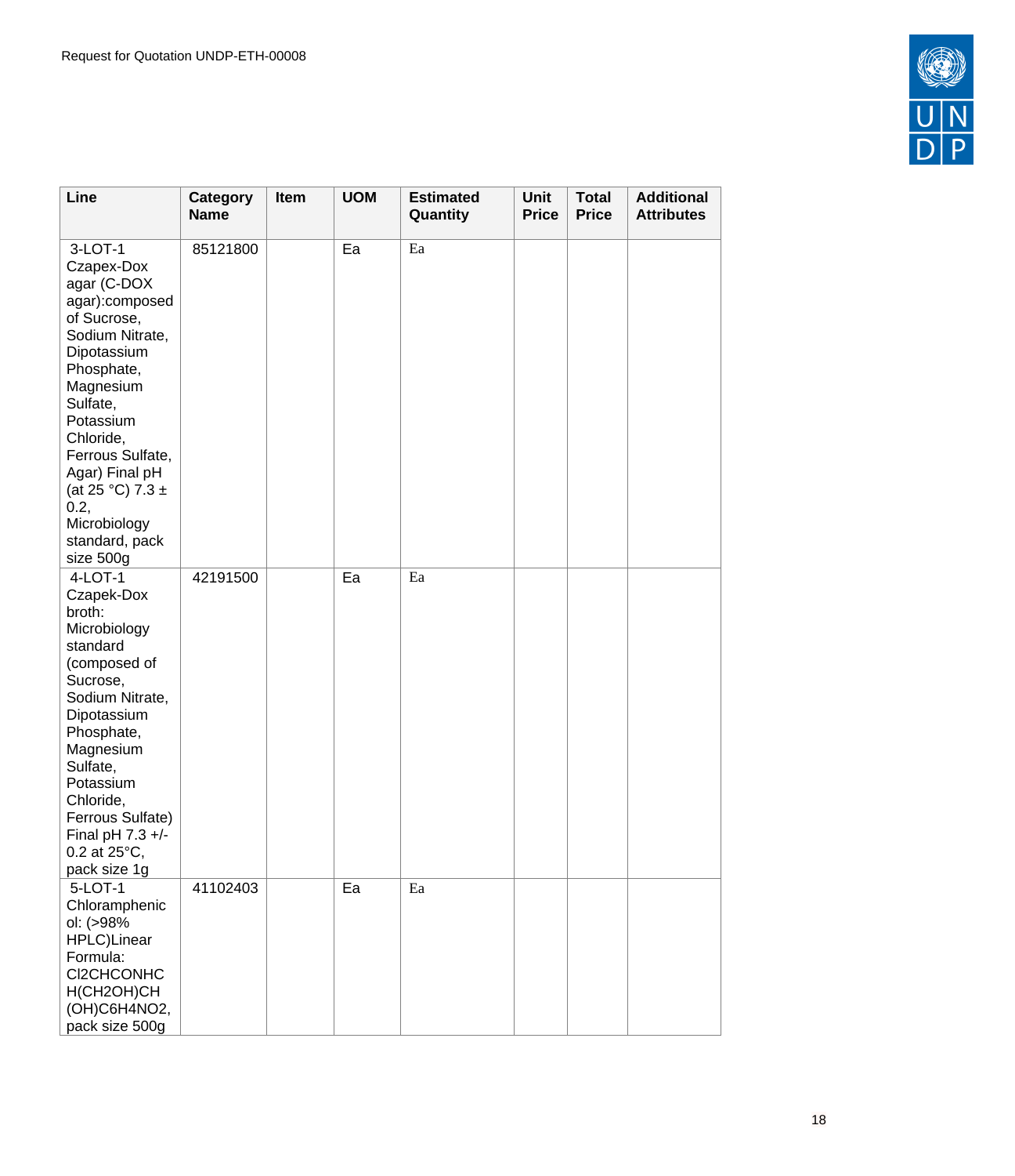| Line | Category Name | Item | UOM | Estimated Quantity | Unit Price | Total Price | Additional Attributes |
|---|---|---|---|---|---|---|---|
| 3-LOT-1 Czapex-Dox agar (C-DOX agar):composed of Sucrose, Sodium Nitrate, Dipotassium Phosphate, Magnesium Sulfate, Potassium Chloride, Ferrous Sulfate, Agar) Final pH (at 25 °C) 7.3 ± 0.2, Microbiology standard, pack size 500g | 85121800 | | Ea | Ea | | | |
| 4-LOT-1 Czapek-Dox broth: Microbiology standard (composed of Sucrose, Sodium Nitrate, Dipotassium Phosphate, Magnesium Sulfate, Potassium Chloride, Ferrous Sulfate) Final pH 7.3 +/- 0.2 at 25°C, pack size 1g | 42191500 | | Ea | Ea | | | |
| 5-LOT-1 Chloramphenicol: (>98% HPLC)Linear Formula: Cl2CHCONHCH(CH2OH)CH(OH)C6H4NO2, pack size 500g | 41102403 | | Ea | Ea | | | |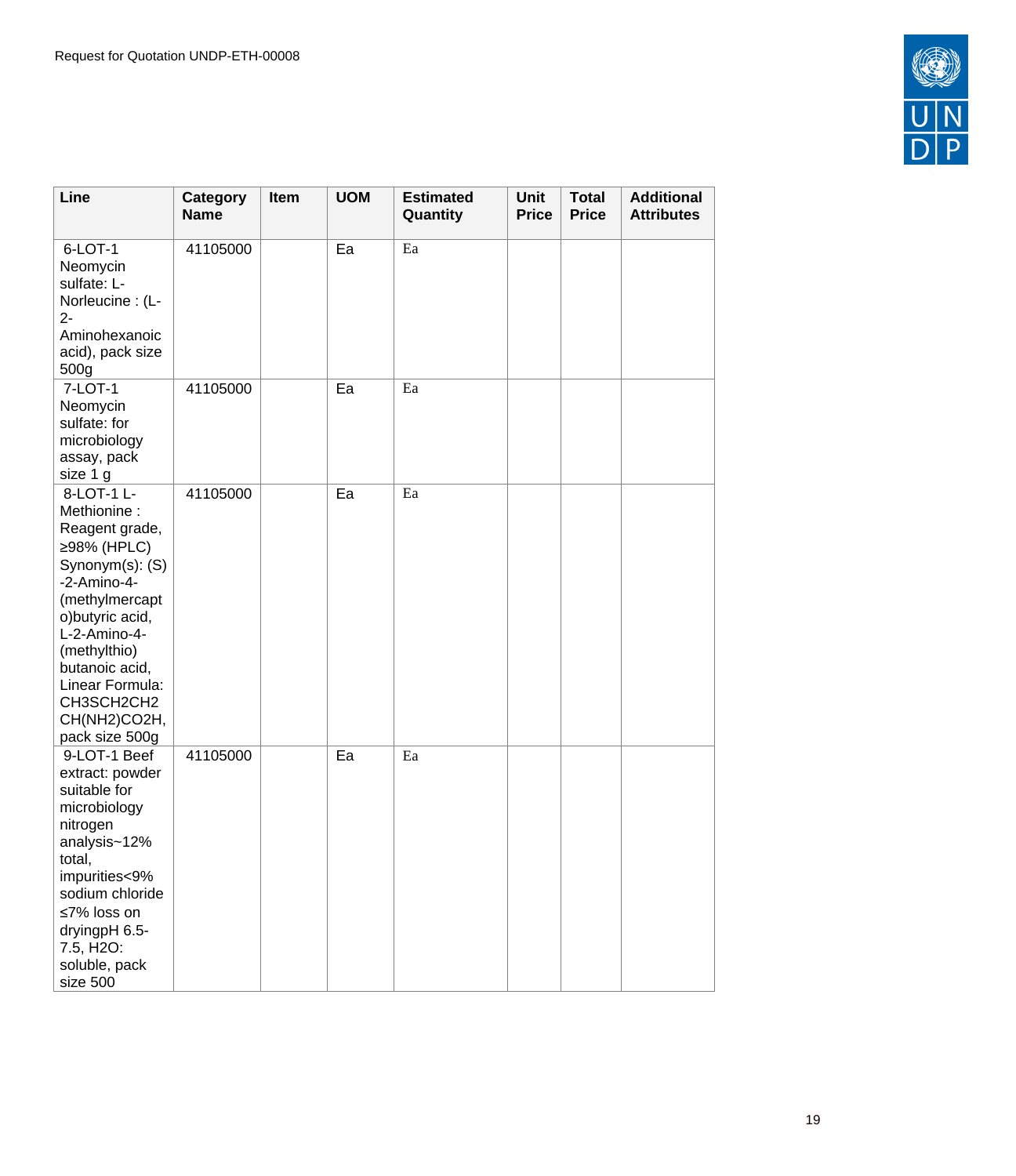| Line | Category Name | Item | UOM | Estimated Quantity | Unit Price | Total Price | Additional Attributes |
|---|---|---|---|---|---|---|---|
| 6-LOT-1 Neomycin sulfate: L-Norleucine : (L-2-Aminohexanoic acid), pack size 500g | 41105000 | | Ea | Ea | | | |
| 7-LOT-1 Neomycin sulfate: for microbiology assay, pack size 1 g | 41105000 | | Ea | Ea | | | |
| 8-LOT-1 L-Methionine : Reagent grade, ≥98% (HPLC) Synonym(s): (S)-2-Amino-4-(methylmercapto)butyric acid, L-2-Amino-4-(methylthio) butanoic acid, Linear Formula: CH3SCH2CH2 CH(NH2)CO2H, pack size 500g | 41105000 | | Ea | Ea | | | |
| 9-LOT-1 Beef extract: powder suitable for microbiology nitrogen analysis~12% total, impurities<9% sodium chloride ≤7% loss on dryingpH 6.5-7.5, H2O: soluble, pack size 500 | 41105000 | | Ea | Ea | | | |